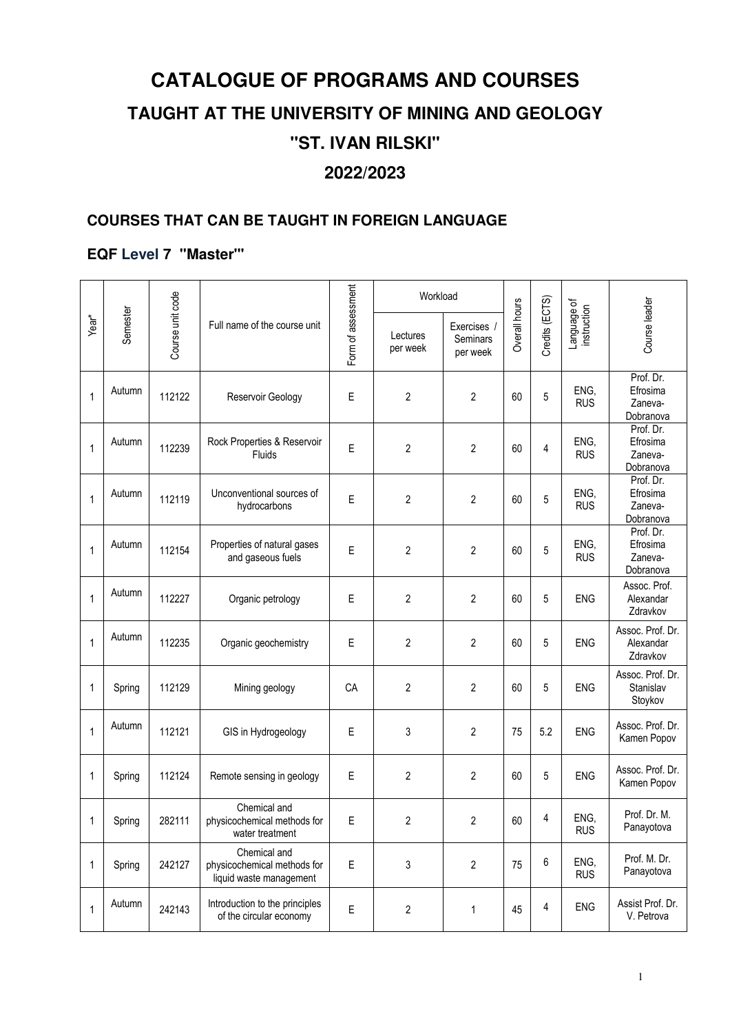# CATALOGUE OF PROGRAMS AND COURSES

## TAUGHT AT THE UNIVERSITY OF MINING AND GEOLOGY

## "ST. IVAN RILSKI"

## 2022/2023

### COURSES THAT CAN BE TAUGHT IN FOREIGN LANGUAGE

### EQF Level 7 "Master"

| Year* | Semester | Course unit code | Full name of the course unit | Form of assessment | Workload | | Overall hours | Credits (ECTS) | Language of instruction | Course leader |
|---|---|---|---|---|---|---|---|---|---|---|
| | | | | | Lectures per week | Exercises / Seminars per week | | | | |
| 1 | Autumn | 112122 | Reservoir Geology | E | 2 | 2 | 60 | 5 | ENG, RUS | Prof. Dr. Efrosima Zaneva-Dobranova |
| 1 | Autumn | 112239 | Rock Properties & Reservoir Fluids | E | 2 | 2 | 60 | 4 | ENG, RUS | Prof. Dr. Efrosima Zaneva-Dobranova |
| 1 | Autumn | 112119 | Unconventional sources of hydrocarbons | E | 2 | 2 | 60 | 5 | ENG, RUS | Prof. Dr. Efrosima Zaneva-Dobranova |
| 1 | Autumn | 112154 | Properties of natural gases and gaseous fuels | E | 2 | 2 | 60 | 5 | ENG, RUS | Prof. Dr. Efrosima Zaneva-Dobranova |
| 1 | Autumn | 112227 | Organic petrology | E | 2 | 2 | 60 | 5 | ENG | Assoc. Prof. Alexandar Zdravkov |
| 1 | Autumn | 112235 | Organic geochemistry | E | 2 | 2 | 60 | 5 | ENG | Assoc. Prof. Dr. Alexandar Zdravkov |
| 1 | Spring | 112129 | Mining geology | CA | 2 | 2 | 60 | 5 | ENG | Assoc. Prof. Dr. Stanislav Stoykov |
| 1 | Autumn | 112121 | GIS in Hydrogeology | E | 3 | 2 | 75 | 5.2 | ENG | Assoc. Prof. Dr. Kamen Popov |
| 1 | Spring | 112124 | Remote sensing in geology | E | 2 | 2 | 60 | 5 | ENG | Assoc. Prof. Dr. Kamen Popov |
| 1 | Spring | 282111 | Chemical and physicochemical methods for water treatment | E | 2 | 2 | 60 | 4 | ENG, RUS | Prof. Dr. M. Panayotova |
| 1 | Spring | 242127 | Chemical and physicochemical methods for liquid waste management | E | 3 | 2 | 75 | 6 | ENG, RUS | Prof. M. Dr. Panayotova |
| 1 | Autumn | 242143 | Introduction to the principles of the circular economy | E | 2 | 1 | 45 | 4 | ENG | Assist Prof. Dr. V. Petrova |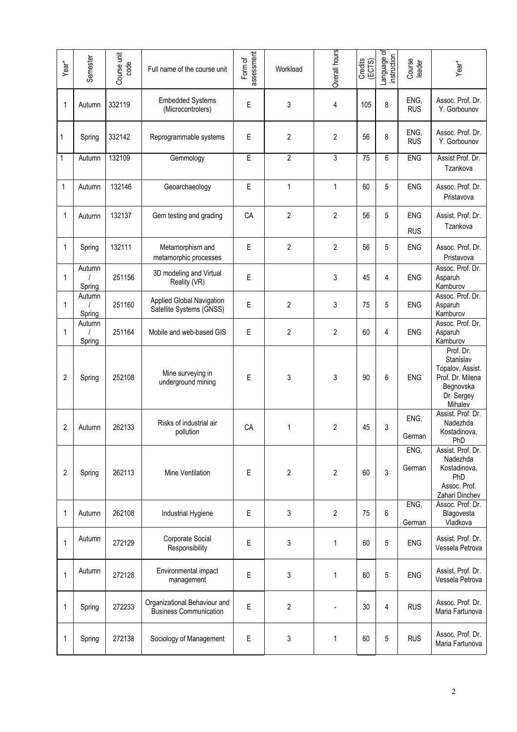| Year* | Semester | Course unit code | Full name of the course unit | Form of assessment | Workload | Overall hours | Credits (ECTS) | Language of instruction | Course leader | Year* |
|---|---|---|---|---|---|---|---|---|---|---|
| 1 | Autumn | 332119 | Embedded Systems (Microcontrolers) | E | 3 | 4 | 105 | 8 | ENG, RUS | Assoc. Prof. Dr. Y. Gorbounov |
| 1 | Spring | 332142 | Reprogrammable systems | E | 2 | 2 | 56 | 8 | ENG, RUS | Assoc. Prof. Dr. Y. Gorbounov |
| 1 | Autumn | 132109 | Gemmology | E | 2 | 3 | 75 | 6 | ENG | Assist Prof. Dr. Tzankova |
| 1 | Autumn | 132146 | Geoarchaeology | E | 1 | 1 | 60 | 5 | ENG | Assoc. Prof. Dr. Pristavova |
| 1 | Autumn | 132137 | Gem testing and grading | CA | 2 | 2 | 56 | 5 | ENG RUS | Assist. Prof. Dr. Tzankova |
| 1 | Spring | 132111 | Metamorphism and metamorphic processes | E | 2 | 2 | 56 | 5 | ENG | Assoc. Prof. Dr. Pristavova |
| 1 | Autumn / Spring | 251156 | 3D modeling and Virtual Reality (VR) | E | | 3 | 45 | 4 | ENG | Assoc. Prof. Dr. Asparuh Kamburov |
| 1 | Autumn / Spring | 251160 | Applied Global Navigation Satellite Systems (GNSS) | E | 2 | 3 | 75 | 5 | ENG | Assoc. Prof. Dr. Asparuh Kamburov |
| 1 | Autumn / Spring | 251164 | Mobile and web-based GIS | E | 2 | 2 | 60 | 4 | ENG | Assoc. Prof. Dr. Asparuh Kamburov |
| 2 | Spring | 252108 | Mine surveying in underground mining | E | 3 | 3 | 90 | 6 | ENG | Prof. Dr. Stanislav Topalov, Assist. Prof. Dr. Milena Begnovska Dr. Sergey Mihalev |
| 2 | Autumn | 262133 | Risks of industrial air pollution | CA | 1 | 2 | 45 | 3 | ENG, German | Assist. Prof. Dr. Nadezhda Kostadinova, PhD |
| 2 | Spring | 262113 | Mine Ventilation | E | 2 | 2 | 60 | 3 | ENG, German | Assist. Prof. Dr. Nadezhda Kostadinova, PhD Assoc. Prof. Zahari Dinchev |
| 1 | Autumn | 262108 | Industrial Hygiene | E | 3 | 2 | 75 | 6 | ENG, German | Assoc. Prof. Dr. Blagovesta Vladkova |
| 1 | Autumn | 272129 | Corporate Social Responsibility | E | 3 | 1 | 60 | 5 | ENG | Assist. Prof. Dr. Vessela Petrova |
| 1 | Autumn | 272128 | Environmental impact management | E | 3 | 1 | 60 | 5 | ENG | Assist. Prof. Dr. Vessela Petrova |
| 1 | Spring | 272233 | Organizational Behaviour and Business Communication | E | 2 | - | 30 | 4 | RUS | Assoc. Prof. Dr. Maria Fartunova |
| 1 | Spring | 272138 | Sociology of Management | E | 3 | 1 | 60 | 5 | RUS | Assoc. Prof. Dr. Maria Fartunova |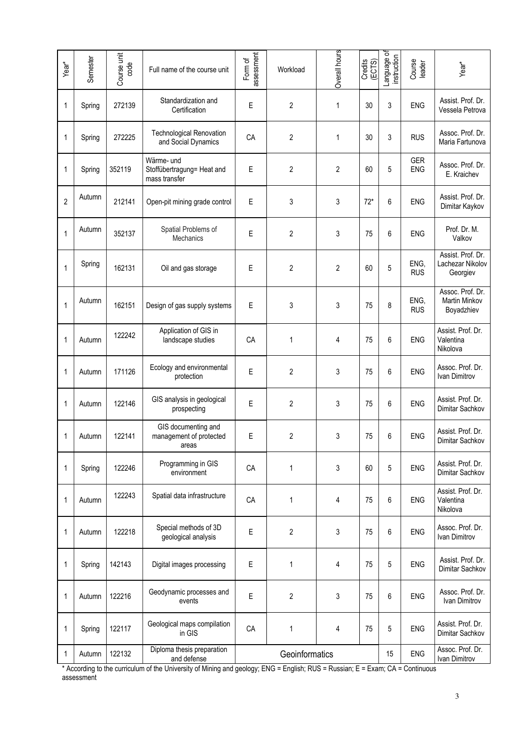| Year* | Semester | Course unit code | Full name of the course unit | Form of assessment | Workload | Overall hours | Credits (ECTS) | Language of instruction | Course leader | Year* |
|---|---|---|---|---|---|---|---|---|---|---|
| 1 | Spring | 272139 | Standardization and Certification | E | 2 | 1 | 30 | 3 | ENG | Assist. Prof. Dr. Vessela Petrova |
| 1 | Spring | 272225 | Technological Renovation and Social Dynamics | CA | 2 | 1 | 30 | 3 | RUS | Assoc. Prof. Dr. Maria Fartunova |
| 1 | Spring | 352119 | Wärme- und Stoffübertragung= Heat and mass transfer | E | 2 | 2 | 60 | 5 | GER ENG | Assoc. Prof. Dr. E. Kraichev |
| 2 | Autumn | 212141 | Open-pit mining grade control | E | 3 | 3 | 72* | 6 | ENG | Assist. Prof. Dr. Dimitar Kaykov |
| 1 | Autumn | 352137 | Spatial Problems of Mechanics | E | 2 | 3 | 75 | 6 | ENG | Prof. Dr. M. Valkov |
| 1 | Spring | 162131 | Oil and gas storage | E | 2 | 2 | 60 | 5 | ENG, RUS | Assist. Prof. Dr. Lachezar Nikolov Georgiev |
| 1 | Autumn | 162151 | Design of gas supply systems | E | 3 | 3 | 75 | 8 | ENG, RUS | Assoc. Prof. Dr. Martin Minkov Boyadzhiev |
| 1 | Autumn | 122242 | Application of GIS in landscape studies | CA | 1 | 4 | 75 | 6 | ENG | Assist. Prof. Dr. Valentina Nikolova |
| 1 | Autumn | 171126 | Ecology and environmental protection | E | 2 | 3 | 75 | 6 | ENG | Assoc. Prof. Dr. Ivan Dimitrov |
| 1 | Autumn | 122146 | GIS analysis in geological prospecting | E | 2 | 3 | 75 | 6 | ENG | Assist. Prof. Dr. Dimitar Sachkov |
| 1 | Autumn | 122141 | GIS documenting and management of protected areas | E | 2 | 3 | 75 | 6 | ENG | Assist. Prof. Dr. Dimitar Sachkov |
| 1 | Spring | 122246 | Programming in GIS environment | CA | 1 | 3 | 60 | 5 | ENG | Assist. Prof. Dr. Dimitar Sachkov |
| 1 | Autumn | 122243 | Spatial data infrastructure | CA | 1 | 4 | 75 | 6 | ENG | Assist. Prof. Dr. Valentina Nikolova |
| 1 | Autumn | 122218 | Special methods of 3D geological analysis | E | 2 | 3 | 75 | 6 | ENG | Assoc. Prof. Dr. Ivan Dimitrov |
| 1 | Spring | 142143 | Digital images processing | E | 1 | 4 | 75 | 5 | ENG | Assist. Prof. Dr. Dimitar Sachkov |
| 1 | Autumn | 122216 | Geodynamic processes and events | E | 2 | 3 | 75 | 6 | ENG | Assoc. Prof. Dr. Ivan Dimitrov |
| 1 | Spring | 122117 | Geological maps compilation in GIS | CA | 1 | 4 | 75 | 5 | ENG | Assist. Prof. Dr. Dimitar Sachkov |
| 1 | Autumn | 122132 | Diploma thesis preparation and defense | Geoinformatics | | | | 15 | ENG | Assoc. Prof. Dr. Ivan Dimitrov |

* According to the curriculum of the University of Mining and geology; ENG = English; RUS = Russian; E = Exam; CA = Continuous assessment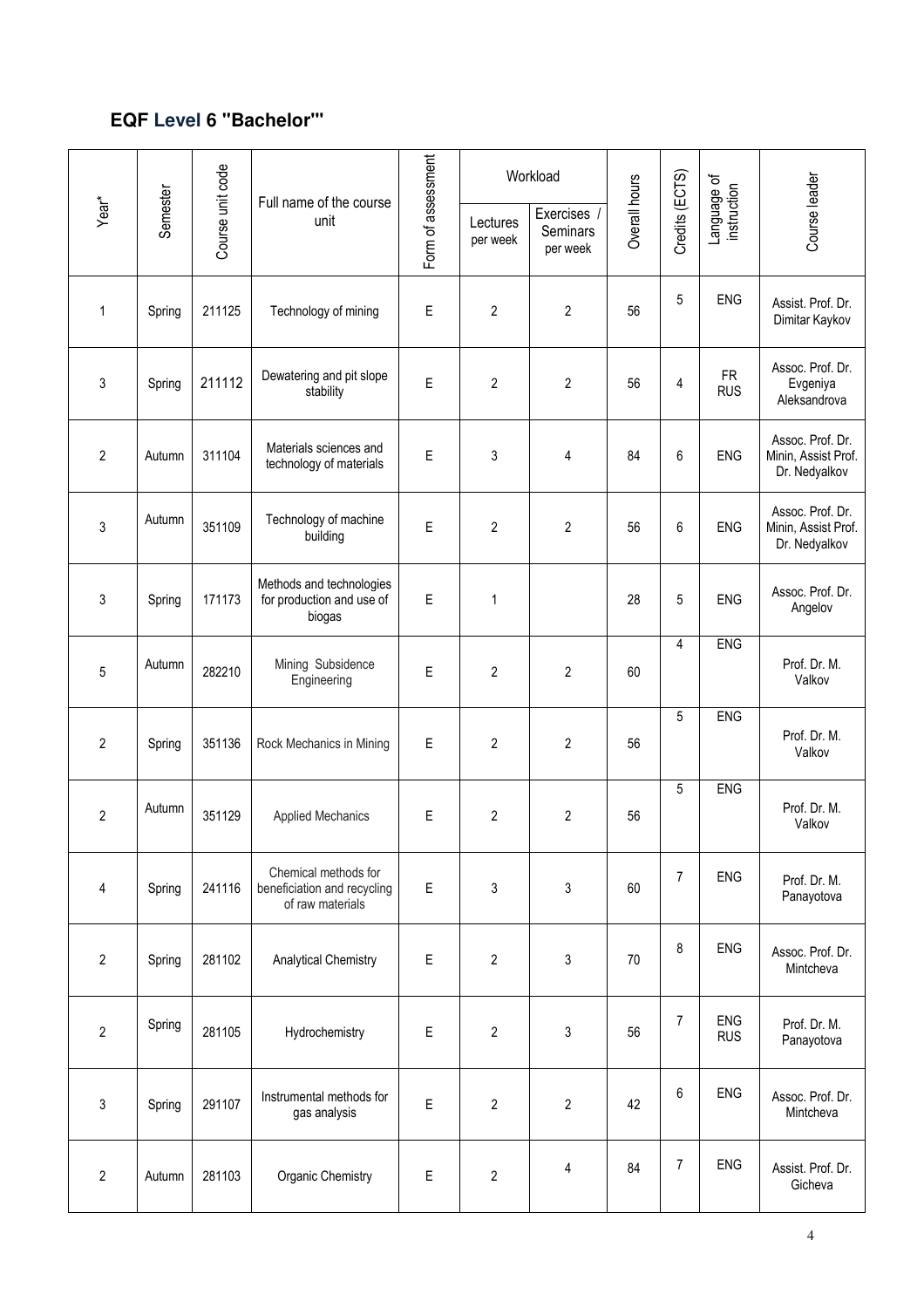## EQF Level 6 "Bachelor"'

| Year* | Semester | Course unit code | Full name of the course unit | Form of assessment | Workload | | Overall hours | Credits (ECTS) | Language of instruction | Course leader |
|---|---|---|---|---|---|---|---|---|---|---|
| | | | | | Lectures per week | Exercises / Seminars per week | | | | |
| 1 | Spring | 211125 | Technology of mining | E | 2 | 2 | 56 | 5 | ENG | Assist. Prof. Dr. Dimitar Kaykov |
| 3 | Spring | 211112 | Dewatering and pit slope stability | E | 2 | 2 | 56 | 4 | FR RUS | Assoc. Prof. Dr. Evgeniya Aleksandrova |
| 2 | Autumn | 311104 | Materials sciences and technology of materials | E | 3 | 4 | 84 | 6 | ENG | Assoc. Prof. Dr. Minin, Assist Prof. Dr. Nedyalkov |
| 3 | Autumn | 351109 | Technology of machine building | E | 2 | 2 | 56 | 6 | ENG | Assoc. Prof. Dr. Minin, Assist Prof. Dr. Nedyalkov |
| 3 | Spring | 171173 | Methods and technologies for production and use of biogas | E | 1 | | 28 | 5 | ENG | Assoc. Prof. Dr. Angelov |
| 5 | Autumn | 282210 | Mining Subsidence Engineering | E | 2 | 2 | 60 | 4 | ENG | Prof. Dr. M. Valkov |
| 2 | Spring | 351136 | Rock Mechanics in Mining | E | 2 | 2 | 56 | 5 | ENG | Prof. Dr. M. Valkov |
| 2 | Autumn | 351129 | Applied Mechanics | E | 2 | 2 | 56 | 5 | ENG | Prof. Dr. M. Valkov |
| 4 | Spring | 241116 | Chemical methods for beneficiation and recycling of raw materials | E | 3 | 3 | 60 | 7 | ENG | Prof. Dr. M. Panayotova |
| 2 | Spring | 281102 | Analytical Chemistry | E | 2 | 3 | 70 | 8 | ENG | Assoc. Prof. Dr. Mintcheva |
| 2 | Spring | 281105 | Hydrochemistry | E | 2 | 3 | 56 | 7 | ENG RUS | Prof. Dr. M. Panayotova |
| 3 | Spring | 291107 | Instrumental methods for gas analysis | E | 2 | 2 | 42 | 6 | ENG | Assoc. Prof. Dr. Mintcheva |
| 2 | Autumn | 281103 | Organic Chemistry | E | 2 | 4 | 84 | 7 | ENG | Assist. Prof. Dr. Gicheva |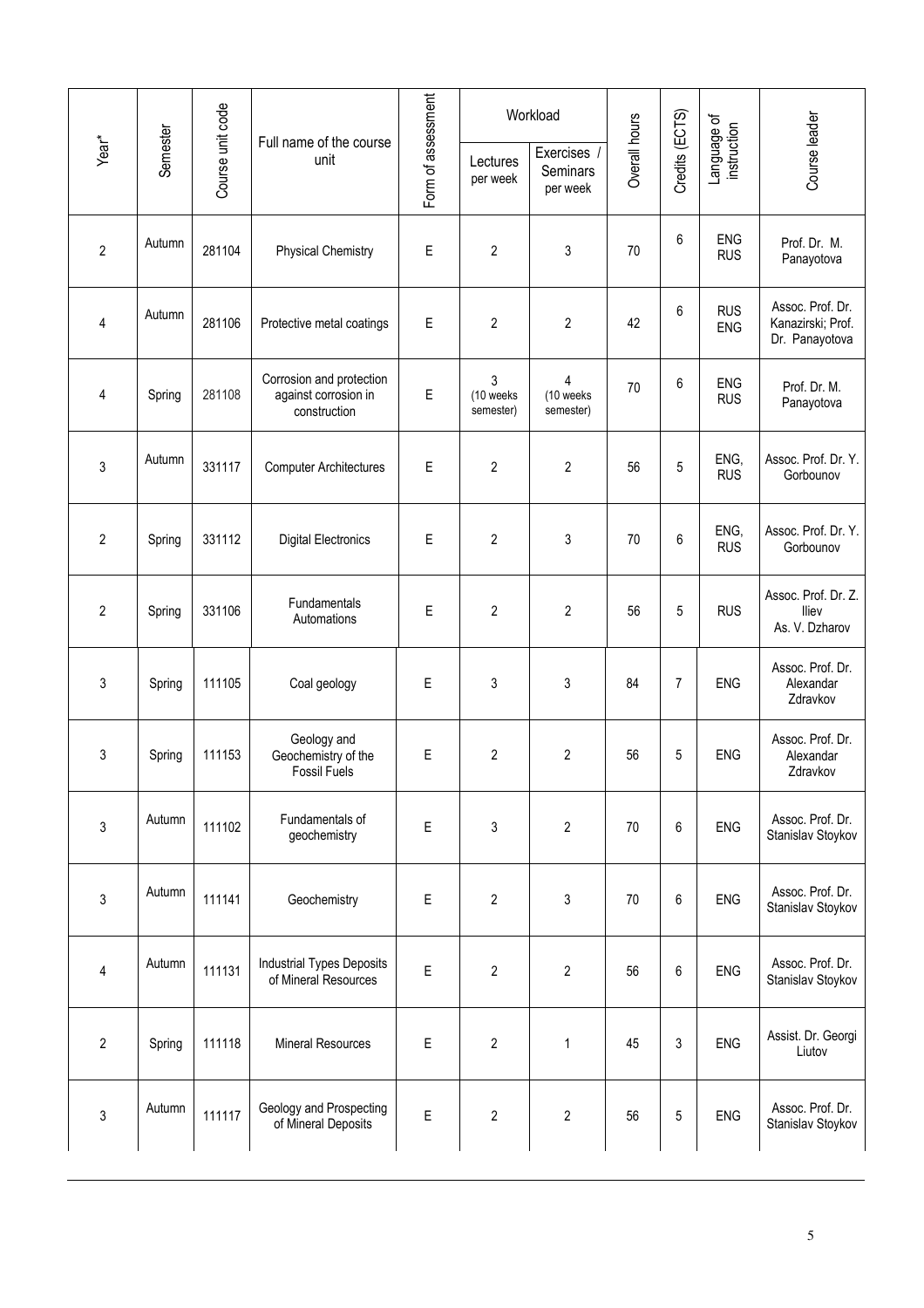| Year* | Semester | Course unit code | Full name of the course unit | Form of assessment | Workload | | Overall hours | Credits (ECTS) | Language of instruction | Course leader |
|---|---|---|---|---|---|---|---|---|---|---|
| | | | | | Lectures per week | Exercises / Seminars per week | | | | |
| 2 | Autumn | 281104 | Physical Chemistry | E | 2 | 3 | 70 | 6 | ENG RUS | Prof. Dr. M. Panayotova |
| 4 | Autumn | 281106 | Protective metal coatings | E | 2 | 2 | 42 | 6 | RUS ENG | Assoc. Prof. Dr. Kanazirski; Prof. Dr. Panayotova |
| 4 | Spring | 281108 | Corrosion and protection against corrosion in construction | E | 3 (10 weeks semester) | 4 (10 weeks semester) | 70 | 6 | ENG RUS | Prof. Dr. M. Panayotova |
| 3 | Autumn | 331117 | Computer Architectures | E | 2 | 2 | 56 | 5 | ENG, RUS | Assoc. Prof. Dr. Y. Gorbounov |
| 2 | Spring | 331112 | Digital Electronics | E | 2 | 3 | 70 | 6 | ENG, RUS | Assoc. Prof. Dr. Y. Gorbounov |
| 2 | Spring | 331106 | Fundamentals Automations | E | 2 | 2 | 56 | 5 | RUS | Assoc. Prof. Dr. Z. Iliev As. V. Dzharov |
| 3 | Spring | 111105 | Coal geology | E | 3 | 3 | 84 | 7 | ENG | Assoc. Prof. Dr. Alexandar Zdravkov |
| 3 | Spring | 111153 | Geology and Geochemistry of the Fossil Fuels | E | 2 | 2 | 56 | 5 | ENG | Assoc. Prof. Dr. Alexandar Zdravkov |
| 3 | Autumn | 111102 | Fundamentals of geochemistry | E | 3 | 2 | 70 | 6 | ENG | Assoc. Prof. Dr. Stanislav Stoykov |
| 3 | Autumn | 111141 | Geochemistry | E | 2 | 3 | 70 | 6 | ENG | Assoc. Prof. Dr. Stanislav Stoykov |
| 4 | Autumn | 111131 | Industrial Types Deposits of Mineral Resources | E | 2 | 2 | 56 | 6 | ENG | Assoc. Prof. Dr. Stanislav Stoykov |
| 2 | Spring | 111118 | Mineral Resources | E | 2 | 1 | 45 | 3 | ENG | Assist. Dr. Georgi Liutov |
| 3 | Autumn | 111117 | Geology and Prospecting of Mineral Deposits | E | 2 | 2 | 56 | 5 | ENG | Assoc. Prof. Dr. Stanislav Stoykov |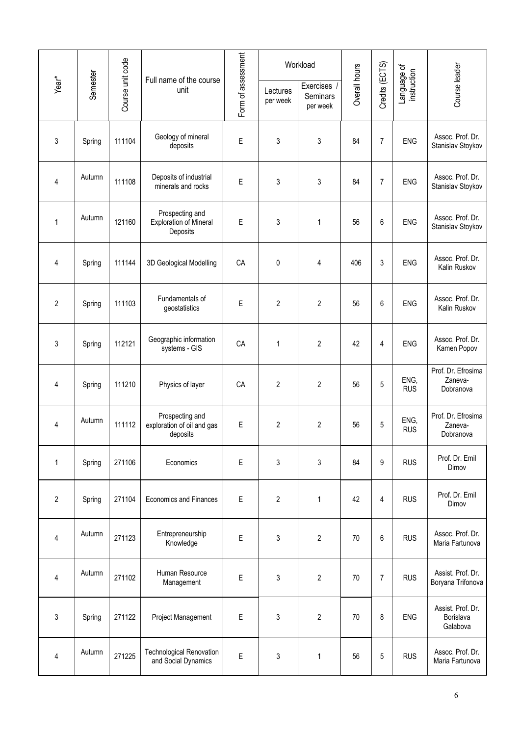| Year* | Semester | Course unit code | Full name of the course unit | Form of assessment | Workload | | Overall hours | Credits (ECTS) | Language of instruction | Course leader |
|---|---|---|---|---|---|---|---|---|---|---|
| | | | | | Lectures per week | Exercises / Seminars per week | | | | |
| 3 | Spring | 111104 | Geology of mineral deposits | E | 3 | 3 | 84 | 7 | ENG | Assoc. Prof. Dr. Stanislav Stoykov |
| 4 | Autumn | 111108 | Deposits of industrial minerals and rocks | E | 3 | 3 | 84 | 7 | ENG | Assoc. Prof. Dr. Stanislav Stoykov |
| 1 | Autumn | 121160 | Prospecting and Exploration of Mineral Deposits | E | 3 | 1 | 56 | 6 | ENG | Assoc. Prof. Dr. Stanislav Stoykov |
| 4 | Spring | 111144 | 3D Geological Modelling | CA | 0 | 4 | 406 | 3 | ENG | Assoc. Prof. Dr. Kalin Ruskov |
| 2 | Spring | 111103 | Fundamentals of geostatistics | E | 2 | 2 | 56 | 6 | ENG | Assoc. Prof. Dr. Kalin Ruskov |
| 3 | Spring | 112121 | Geographic information systems - GIS | CA | 1 | 2 | 42 | 4 | ENG | Assoc. Prof. Dr. Kamen Popov |
| 4 | Spring | 111210 | Physics of layer | CA | 2 | 2 | 56 | 5 | ENG, RUS | Prof. Dr. Efrosima Zaneva-Dobranova |
| 4 | Autumn | 111112 | Prospecting and exploration of oil and gas deposits | E | 2 | 2 | 56 | 5 | ENG, RUS | Prof. Dr. Efrosima Zaneva-Dobranova |
| 1 | Spring | 271106 | Economics | E | 3 | 3 | 84 | 9 | RUS | Prof. Dr. Emil Dimov |
| 2 | Spring | 271104 | Economics and Finances | E | 2 | 1 | 42 | 4 | RUS | Prof. Dr. Emil Dimov |
| 4 | Autumn | 271123 | Entrepreneurship Knowledge | E | 3 | 2 | 70 | 6 | RUS | Assoc. Prof. Dr. Maria Fartunova |
| 4 | Autumn | 271102 | Human Resource Management | E | 3 | 2 | 70 | 7 | RUS | Assist. Prof. Dr. Boryana Trifonova |
| 3 | Spring | 271122 | Project Management | E | 3 | 2 | 70 | 8 | ENG | Assist. Prof. Dr. Borislava Galabova |
| 4 | Autumn | 271225 | Technological Renovation and Social Dynamics | E | 3 | 1 | 56 | 5 | RUS | Assoc. Prof. Dr. Maria Fartunova |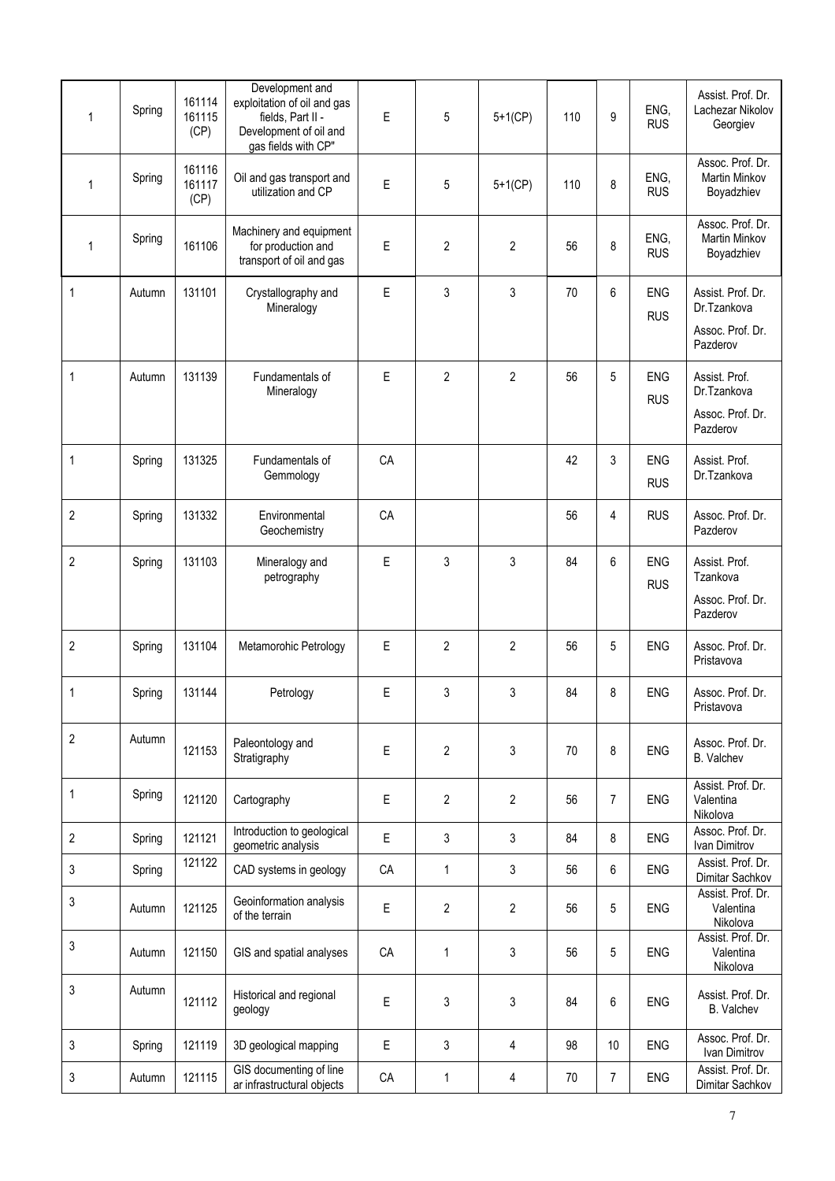| | | | | | | | | | | |
|---|---|---|---|---|---|---|---|---|---|---|
| 1 | Spring | 161114 161115 (CP) | Development and exploitation of oil and gas fields, Part II - Development of oil and gas fields with CP" | E | 5 | 5+1(CP) | 110 | 9 | ENG, RUS | Assist. Prof. Dr. Lachezar Nikolov Georgiev |
| 1 | Spring | 161116 161117 (CP) | Oil and gas transport and utilization and CP | E | 5 | 5+1(CP) | 110 | 8 | ENG, RUS | Assoc. Prof. Dr. Martin Minkov Boyadzhiev |
| 1 | Spring | 161106 | Machinery and equipment for production and transport of oil and gas | E | 2 | 2 | 56 | 8 | ENG, RUS | Assoc. Prof. Dr. Martin Minkov Boyadzhiev |
| 1 | Autumn | 131101 | Crystallography and Mineralogy | E | 3 | 3 | 70 | 6 | ENG RUS | Assist. Prof. Dr.Tzankova Assoc. Prof. Dr. Pazderov |
| 1 | Autumn | 131139 | Fundamentals of Mineralogy | E | 2 | 2 | 56 | 5 | ENG RUS | Assist. Prof. Dr.Tzankova Assoc. Prof. Dr. Pazderov |
| 1 | Spring | 131325 | Fundamentals of Gemmology | CA | | | 42 | 3 | ENG RUS | Assist. Prof. Dr.Tzankova |
| 2 | Spring | 131332 | Environmental Geochemistry | CA | | | 56 | 4 | RUS | Assoc. Prof. Dr. Pazderov |
| 2 | Spring | 131103 | Mineralogy and petrography | E | 3 | 3 | 84 | 6 | ENG RUS | Assist. Prof. Tzankova Assoc. Prof. Dr. Pazderov |
| 2 | Spring | 131104 | Metamorohic Petrology | E | 2 | 2 | 56 | 5 | ENG | Assoc. Prof. Dr. Pristavova |
| 1 | Spring | 131144 | Petrology | E | 3 | 3 | 84 | 8 | ENG | Assoc. Prof. Dr. Pristavova |
| 2 | Autumn | 121153 | Paleontology and Stratigraphy | E | 2 | 3 | 70 | 8 | ENG | Assoc. Prof. Dr. B. Valchev |
| 1 | Spring | 121120 | Cartography | E | 2 | 2 | 56 | 7 | ENG | Assist. Prof. Dr. Valentina Nikolova |
| 2 | Spring | 121121 | Introduction to geological geometric analysis | E | 3 | 3 | 84 | 8 | ENG | Assoc. Prof. Dr. Ivan Dimitrov |
| 3 | Spring | 121122 | CAD systems in geology | CA | 1 | 3 | 56 | 6 | ENG | Assist. Prof. Dr. Dimitar Sachkov |
| 3 | Autumn | 121125 | Geoinformation analysis of the terrain | E | 2 | 2 | 56 | 5 | ENG | Assist. Prof. Dr. Valentina Nikolova |
| 3 | Autumn | 121150 | GIS and spatial analyses | CA | 1 | 3 | 56 | 5 | ENG | Assist. Prof. Dr. Valentina Nikolova |
| 3 | Autumn | 121112 | Historical and regional geology | E | 3 | 3 | 84 | 6 | ENG | Assist. Prof. Dr. B. Valchev |
| 3 | Spring | 121119 | 3D geological mapping | E | 3 | 4 | 98 | 10 | ENG | Assoc. Prof. Dr. Ivan Dimitrov |
| 3 | Autumn | 121115 | GIS documenting of line ar infrastructural objects | CA | 1 | 4 | 70 | 7 | ENG | Assist. Prof. Dr. Dimitar Sachkov |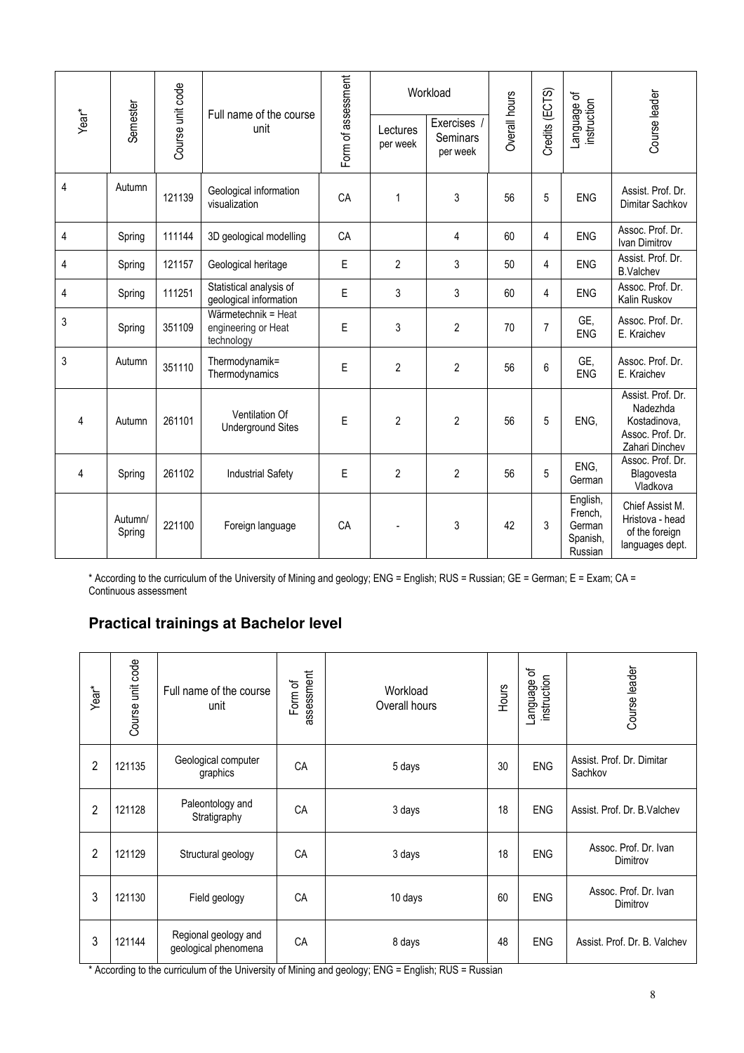| Year* | Semester | Course unit code | Full name of the course unit | Form of assessment | Workload | | Overall hours | Credits (ECTS) | Language of instruction | Course leader |
|---|---|---|---|---|---|---|---|---|---|---|
| | | | | | Lectures per week | Exercises / Seminars per week | | | | |
| 4 | Autumn | 121139 | Geological information visualization | CA | 1 | 3 | 56 | 5 | ENG | Assist. Prof. Dr. Dimitar Sachkov |
| 4 | Spring | 111144 | 3D geological modelling | CA | | 4 | 60 | 4 | ENG | Assoc. Prof. Dr. Ivan Dimitrov |
| 4 | Spring | 121157 | Geological heritage | E | 2 | 3 | 50 | 4 | ENG | Assist. Prof. Dr. B.Valchev |
| 4 | Spring | 111251 | Statistical analysis of geological information | E | 3 | 3 | 60 | 4 | ENG | Assoc. Prof. Dr. Kalin Ruskov |
| 3 | Spring | 351109 | Wärmetechnik = Heat engineering or Heat technology | E | 3 | 2 | 70 | 7 | GE, ENG | Assoc. Prof. Dr. E. Kraichev |
| 3 | Autumn | 351110 | Thermodynamik= Thermodynamics | E | 2 | 2 | 56 | 6 | GE, ENG | Assoc. Prof. Dr. E. Kraichev |
| 4 | Autumn | 261101 | Ventilation Of Underground Sites | E | 2 | 2 | 56 | 5 | ENG, | Assist. Prof. Dr. Nadezhda Kostadinova, Assoc. Prof. Dr. Zahari Dinchev |
| 4 | Spring | 261102 | Industrial Safety | E | 2 | 2 | 56 | 5 | ENG, German | Assoc. Prof. Dr. Blagovesta Vladkova |
| | Autumn/ Spring | 221100 | Foreign language | CA | - | 3 | 42 | 3 | English, French, German Spanish, Russian | Chief Assist M. Hristova - head of the foreign languages dept. |

\* According to the curriculum of the University of Mining and geology; ENG = English; RUS = Russian; GE = German; E = Exam; CA = Continuous assessment

## Practical trainings at Bachelor level

| Year* | Course unit code | Full name of the course unit | Form of assessment | Workload Overall hours | Hours | Language of instruction | Course leader |
|---|---|---|---|---|---|---|---|
| 2 | 121135 | Geological computer graphics | CA | 5 days | 30 | ENG | Assist. Prof. Dr. Dimitar Sachkov |
| 2 | 121128 | Paleontology and Stratigraphy | CA | 3 days | 18 | ENG | Assist. Prof. Dr. B.Valchev |
| 2 | 121129 | Structural geology | CA | 3 days | 18 | ENG | Assoc. Prof. Dr. Ivan Dimitrov |
| 3 | 121130 | Field geology | CA | 10 days | 60 | ENG | Assoc. Prof. Dr. Ivan Dimitrov |
| 3 | 121144 | Regional geology and geological phenomena | CA | 8 days | 48 | ENG | Assist. Prof. Dr. B. Valchev |

\* According to the curriculum of the University of Mining and geology; ENG = English; RUS = Russian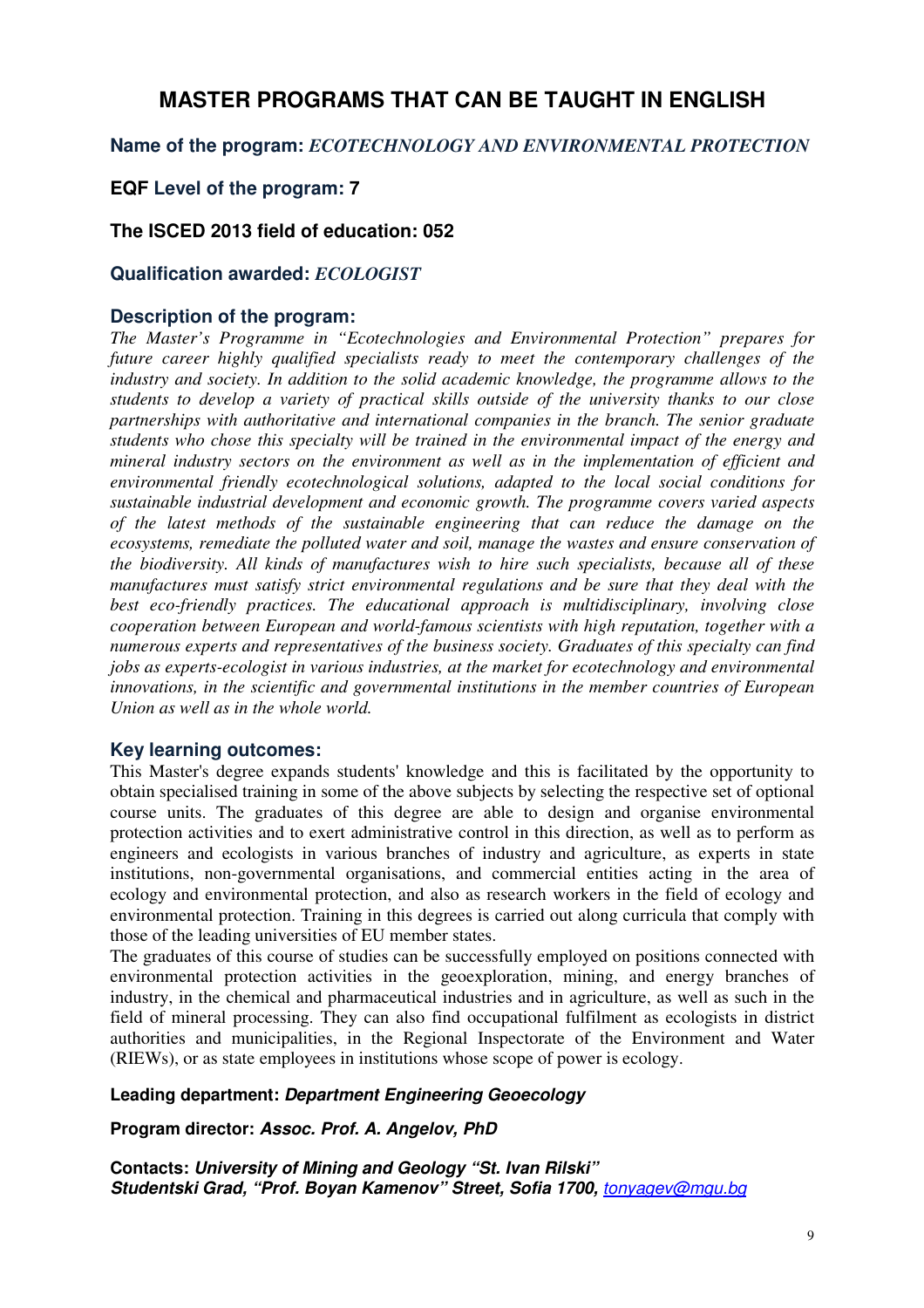# MASTER PROGRAMS THAT CAN BE TAUGHT IN ENGLISH

**Name of the program:** ***ECOTECHNOLOGY AND ENVIRONMENTAL PROTECTION***

**EQF Level of the program: 7**

**The ISCED 2013 field of education: 052**

**Qualification awarded:** ***ECOLOGIST***

## Description of the program:

*The Master's Programme in "Ecotechnologies and Environmental Protection" prepares for future career highly qualified specialists ready to meet the contemporary challenges of the industry and society. In addition to the solid academic knowledge, the programme allows to the students to develop a variety of practical skills outside of the university thanks to our close partnerships with authoritative and international companies in the branch. The senior graduate students who chose this specialty will be trained in the environmental impact of the energy and mineral industry sectors on the environment as well as in the implementation of efficient and environmental friendly ecotechnological solutions, adapted to the local social conditions for sustainable industrial development and economic growth. The programme covers varied aspects of the latest methods of the sustainable engineering that can reduce the damage on the ecosystems, remediate the polluted water and soil, manage the wastes and ensure conservation of the biodiversity. All kinds of manufactures wish to hire such specialists, because all of these manufactures must satisfy strict environmental regulations and be sure that they deal with the best eco-friendly practices. The educational approach is multidisciplinary, involving close cooperation between European and world-famous scientists with high reputation, together with a numerous experts and representatives of the business society. Graduates of this specialty can find jobs as experts-ecologist in various industries, at the market for ecotechnology and environmental innovations, in the scientific and governmental institutions in the member countries of European Union as well as in the whole world.*

## Key learning outcomes:

This Master's degree expands students' knowledge and this is facilitated by the opportunity to obtain specialised training in some of the above subjects by selecting the respective set of optional course units. The graduates of this degree are able to design and organise environmental protection activities and to exert administrative control in this direction, as well as to perform as engineers and ecologists in various branches of industry and agriculture, as experts in state institutions, non-governmental organisations, and commercial entities acting in the area of ecology and environmental protection, and also as research workers in the field of ecology and environmental protection. Training in this degrees is carried out along curricula that comply with those of the leading universities of EU member states.

The graduates of this course of studies can be successfully employed on positions connected with environmental protection activities in the geoexploration, mining, and energy branches of industry, in the chemical and pharmaceutical industries and in agriculture, as well as such in the field of mineral processing. They can also find occupational fulfilment as ecologists in district authorities and municipalities, in the Regional Inspectorate of the Environment and Water (RIEWs), or as state employees in institutions whose scope of power is ecology.

**Leading department:** ***Department Engineering Geoecology***

**Program director:** ***Assoc. Prof. A. Angelov, PhD***

**Contacts:** ***University of Mining and Geology "St. Ivan Rilski"***
***Studentski Grad, "Prof. Boyan Kamenov" Street, Sofia 1700,*** tonyagev@mgu.bg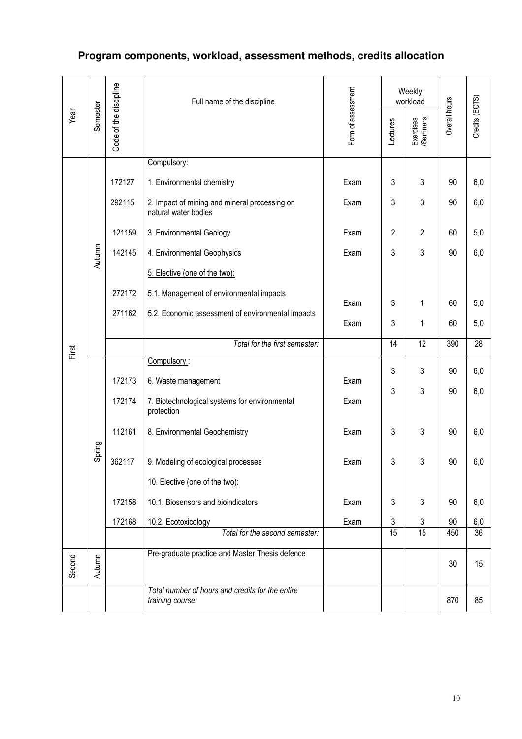## Program components, workload, assessment methods, credits allocation

| Year | Semester | Code of the discipline | Full name of the discipline | Form of assessment | Weekly workload | | Overall hours | Credits (ECTS) |
|---|---|---|---|---|---|---|---|---|
| | | | | | Lectures | Exercises /Seminars | | |
| First | Autumn | | Compulsory: | | | | | |
| | | 172127 | 1. Environmental chemistry | Exam | 3 | 3 | 90 | 6,0 |
| | | 292115 | 2. Impact of mining and mineral processing on natural water bodies | Exam | 3 | 3 | 90 | 6,0 |
| | | 121159 | 3. Environmental Geology | Exam | 2 | 2 | 60 | 5,0 |
| | | 142145 | 4. Environmental Geophysics | Exam | 3 | 3 | 90 | 6,0 |
| | | | 5. Elective (one of the two): | | | | | |
| | | 272172 | 5.1. Management of environmental impacts | Exam | 3 | 1 | 60 | 5,0 |
| | | 271162 | 5.2. Economic assessment of environmental impacts | Exam | 3 | 1 | 60 | 5,0 |
| | | | *Total for the first semester:* | | 14 | 12 | 390 | 28 |
| | Spring | | Compulsory : | | | | | |
| | | 172173 | 6. Waste management | Exam | 3 | 3 | 90 | 6,0 |
| | | 172174 | 7. Biotechnological systems for environmental protection | Exam | 3 | 3 | 90 | 6,0 |
| | | 112161 | 8. Environmental Geochemistry | Exam | 3 | 3 | 90 | 6,0 |
| | | 362117 | 9. Modeling of ecological processes | Exam | 3 | 3 | 90 | 6,0 |
| | | | 10. Elective (one of the two): | | | | | |
| | | 172158 | 10.1. Biosensors and bioindicators | Exam | 3 | 3 | 90 | 6,0 |
| | | 172168 | 10.2. Ecotoxicology | Exam | 3 | 3 | 90 | 6,0 |
| | | | *Total for the second semester:* | | 15 | 15 | 450 | 36 |
| Second | Autumn | | Pre-graduate practice and Master Thesis defence | | | | 30 | 15 |
| | | | *Total number of hours and credits for the entire training course:* | | | | 870 | 85 |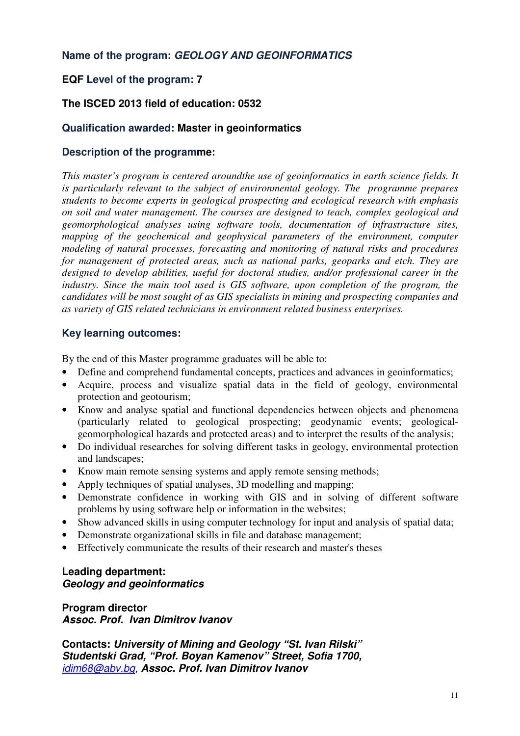**Name of the program:** ***GEOLOGY AND GEOINFORMATICS***

**EQF Level of the program: 7**

**The ISCED 2013 field of education: 0532**

**Qualification awarded: Master in geoinformatics**

**Description of the programme:**

*This master's program is centered aroundthe use of geoinformatics in earth science fields. It is particularly relevant to the subject of environmental geology. The programme prepares students to become experts in geological prospecting and ecological research with emphasis on soil and water management. The courses are designed to teach, complex geological and geomorphological analyses using software tools, documentation of infrastructure sites, mapping of the geochemical and geophysical parameters of the environment, computer modeling of natural processes, forecasting and monitoring of natural risks and procedures for management of protected areas, such as national parks, geoparks and etch. They are designed to develop abilities, useful for doctoral studies, and/or professional career in the industry. Since the main tool used is GIS software, upon completion of the program, the candidates will be most sought of as GIS specialists in mining and prospecting companies and as variety of GIS related technicians in environment related business enterprises.*

**Key learning outcomes:**

By the end of this Master programme graduates will be able to:

- Define and comprehend fundamental concepts, practices and advances in geoinformatics;
- Acquire, process and visualize spatial data in the field of geology, environmental protection and geotourism;
- Know and analyse spatial and functional dependencies between objects and phenomena (particularly related to geological prospecting; geodynamic events; geological-geomorphological hazards and protected areas) and to interpret the results of the analysis;
- Do individual researches for solving different tasks in geology, environmental protection and landscapes;
- Know main remote sensing systems and apply remote sensing methods;
- Apply techniques of spatial analyses, 3D modelling and mapping;
- Demonstrate confidence in working with GIS and in solving of different software problems by using software help or information in the websites;
- Show advanced skills in using computer technology for input and analysis of spatial data;
- Demonstrate organizational skills in file and database management;
- Effectively communicate the results of their research and master's theses

**Leading department:**
***Geology and geoinformatics***

**Program director**
***Assoc. Prof. Ivan Dimitrov Ivanov***

**Contacts:** ***University of Mining and Geology "St. Ivan Rilski" Studentski Grad, "Prof. Boyan Kamenov" Street, Sofia 1700,*** *idim68@abv.bg*, ***Assoc. Prof. Ivan Dimitrov Ivanov***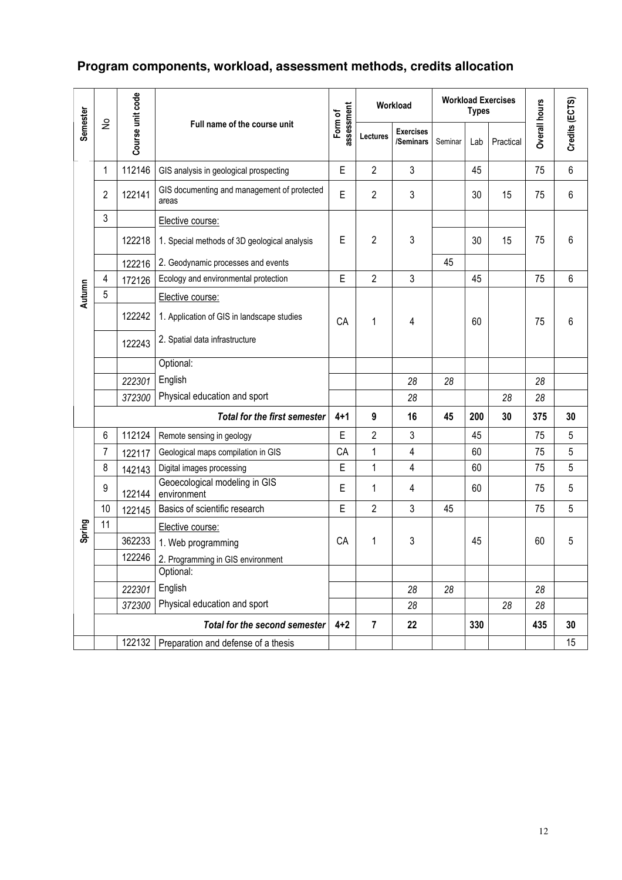# Program components, workload, assessment methods, credits allocation

| Semester | № | Course unit code | Full name of the course unit | Form of assessment | Workload | | Workload Exercises Types | | | Overall hours | Credits (ECTS) |
|---|---|---|---|---|---|---|---|---|---|---|---|
| | | | | | Lectures | Exercises /Seminars | Seminar | Lab | Practical | | |
| Autumn | 1 | 112146 | GIS analysis in geological prospecting | E | 2 | 3 | | 45 | | 75 | 6 |
| | 2 | 122141 | GIS documenting and management of protected areas | E | 2 | 3 | | 30 | 15 | 75 | 6 |
| | 3 | | Elective course: | E | 2 | 3 | | | | 75 | 6 |
| | | 122218 | 1. Special methods of 3D geological analysis | | | | | 30 | 15 | | |
| | | 122216 | 2. Geodynamic processes and events | | | | 45 | | | | |
| | 4 | 172126 | Ecology and environmental protection | E | 2 | 3 | | 45 | | 75 | 6 |
| | 5 | | Elective course: | CA | 1 | 4 | | 60 | | 75 | 6 |
| | | 122242 | 1. Application of GIS in landscape studies | | | | | | | | |
| | | 122243 | 2. Spatial data infrastructure | | | | | | | | |
| | | | Optional: | | | | | | | | |
| | | *222301* | English | | | *28* | *28* | | | *28* | |
| | | *372300* | Physical education and sport | | | *28* | | | *28* | *28* | |
| | | | ***Total for the first semester*** | **4+1** | **9** | **16** | **45** | **200** | **30** | **375** | **30** |
| Spring | 6 | 112124 | Remote sensing in geology | E | 2 | 3 | | 45 | | 75 | 5 |
| | 7 | 122117 | Geological maps compilation in GIS | CA | 1 | 4 | | 60 | | 75 | 5 |
| | 8 | 142143 | Digital images processing | E | 1 | 4 | | 60 | | 75 | 5 |
| | 9 | 122144 | Geoecological modeling in GIS environment | E | 1 | 4 | | 60 | | 75 | 5 |
| | 10 | 122145 | Basics of scientific research | E | 2 | 3 | 45 | | | 75 | 5 |
| | 11 | | Elective course: | CA | 1 | 3 | | 45 | | 60 | 5 |
| | | 362233 | 1. Web programming | | | | | | | | |
| | | 122246 | 2. Programming in GIS environment | | | | | | | | |
| | | | Optional: | | | | | | | | |
| | | *222301* | English | | | *28* | *28* | | | *28* | |
| | | *372300* | Physical education and sport | | | *28* | | | *28* | *28* | |
| | | | ***Total for the second semester*** | **4+2** | **7** | **22** | | **330** | | **435** | **30** |
| | | 122132 | Preparation and defense of a thesis | | | | | | | | 15 |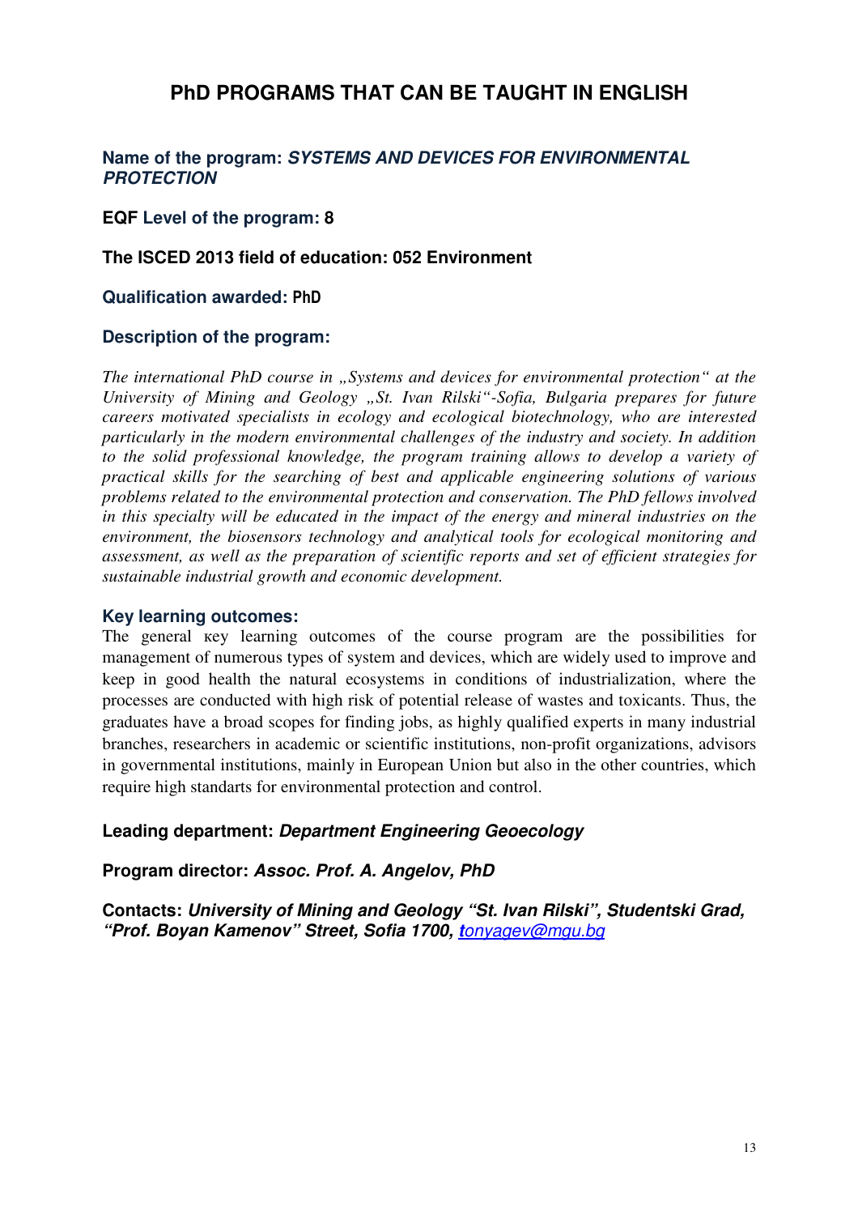# PhD PROGRAMS THAT CAN BE TAUGHT IN ENGLISH

**Name of the program:** ***SYSTEMS AND DEVICES FOR ENVIRONMENTAL PROTECTION***

**EQF Level of the program: 8**

**The ISCED 2013 field of education: 052 Environment**

**Qualification awarded: PhD**

**Description of the program:**

*The international PhD course in „Systems and devices for environmental protection" at the University of Mining and Geology „St. Ivan Rilski"-Sofia, Bulgaria prepares for future careers motivated specialists in ecology and ecological biotechnology, who are interested particularly in the modern environmental challenges of the industry and society. In addition to the solid professional knowledge, the program training allows to develop a variety of practical skills for the searching of best and applicable engineering solutions of various problems related to the environmental protection and conservation. The PhD fellows involved in this specialty will be educated in the impact of the energy and mineral industries on the environment, the biosensors technology and analytical tools for ecological monitoring and assessment, as well as the preparation of scientific reports and set of efficient strategies for sustainable industrial growth and economic development.*

**Key learning outcomes:**

The general кey learning outcomes of the course program are the possibilities for management of numerous types of system and devices, which are widely used to improve and keep in good health the natural ecosystems in conditions of industrialization, where the processes are conducted with high risk of potential release of wastes and toxicants. Thus, the graduates have a broad scopes for finding jobs, as highly qualified experts in many industrial branches, researchers in academic or scientific institutions, non-profit organizations, advisors in governmental institutions, mainly in European Union but also in the other countries, which require high standarts for environmental protection and control.

**Leading department:** ***Department Engineering Geoecology***

**Program director:** ***Assoc. Prof. A. Angelov, PhD***

**Contacts:** ***University of Mining and Geology "St. Ivan Rilski", Studentski Grad, "Prof. Boyan Kamenov" Street, Sofia 1700, tonyagev@mgu.bg***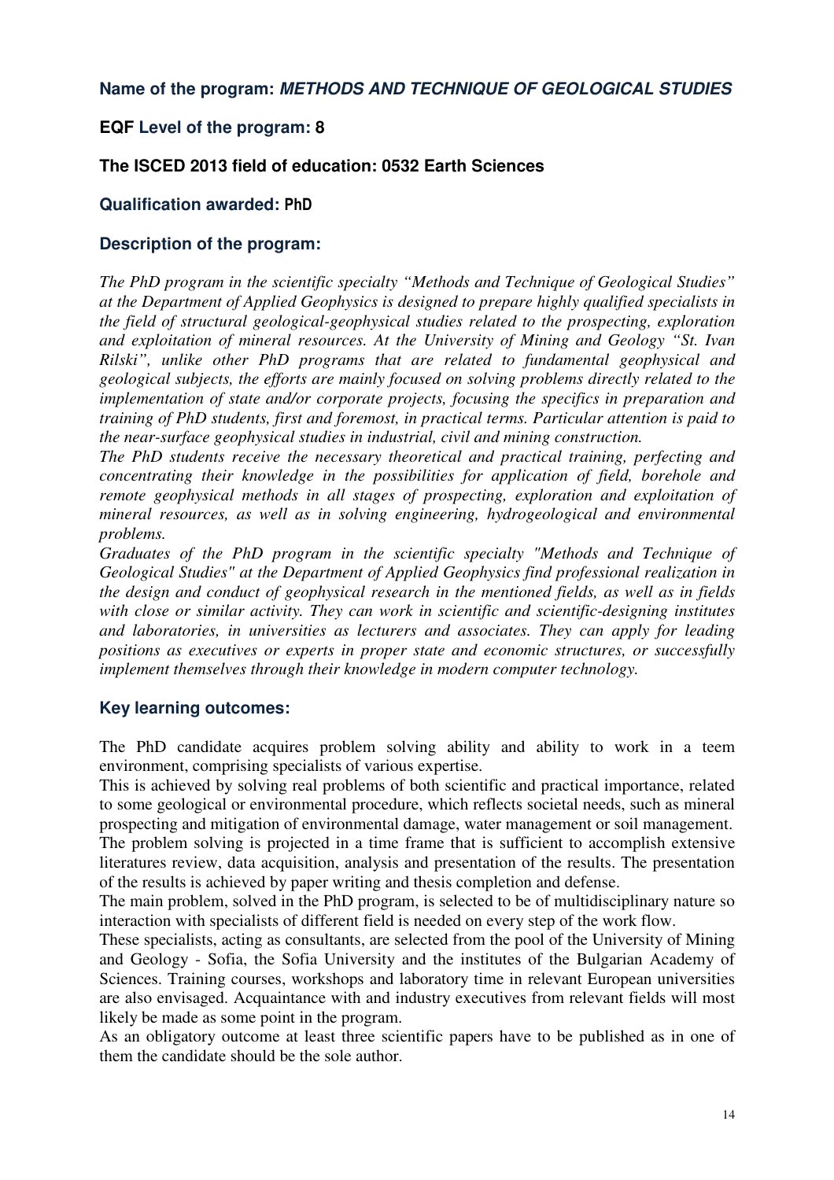**Name of the program:** ***METHODS AND TECHNIQUE OF GEOLOGICAL STUDIES***

**EQF Level of the program: 8**

**The ISCED 2013 field of education: 0532 Earth Sciences**

**Qualification awarded: PhD**

**Description of the program:**

*The PhD program in the scientific specialty "Methods and Technique of Geological Studies" at the Department of Applied Geophysics is designed to prepare highly qualified specialists in the field of structural geological-geophysical studies related to the prospecting, exploration and exploitation of mineral resources. At the University of Mining and Geology "St. Ivan Rilski", unlike other PhD programs that are related to fundamental geophysical and geological subjects, the efforts are mainly focused on solving problems directly related to the implementation of state and/or corporate projects, focusing the specifics in preparation and training of PhD students, first and foremost, in practical terms. Particular attention is paid to the near-surface geophysical studies in industrial, civil and mining construction.*

*The PhD students receive the necessary theoretical and practical training, perfecting and concentrating their knowledge in the possibilities for application of field, borehole and remote geophysical methods in all stages of prospecting, exploration and exploitation of mineral resources, as well as in solving engineering, hydrogeological and environmental problems.*

*Graduates of the PhD program in the scientific specialty "Methods and Technique of Geological Studies" at the Department of Applied Geophysics find professional realization in the design and conduct of geophysical research in the mentioned fields, as well as in fields with close or similar activity. They can work in scientific and scientific-designing institutes and laboratories, in universities as lecturers and associates. They can apply for leading positions as executives or experts in proper state and economic structures, or successfully implement themselves through their knowledge in modern computer technology.*

**Key learning outcomes:**

The PhD candidate acquires problem solving ability and ability to work in a teem environment, comprising specialists of various expertise.

This is achieved by solving real problems of both scientific and practical importance, related to some geological or environmental procedure, which reflects societal needs, such as mineral prospecting and mitigation of environmental damage, water management or soil management.

The problem solving is projected in a time frame that is sufficient to accomplish extensive literatures review, data acquisition, analysis and presentation of the results. The presentation of the results is achieved by paper writing and thesis completion and defense.

The main problem, solved in the PhD program, is selected to be of multidisciplinary nature so interaction with specialists of different field is needed on every step of the work flow.

These specialists, acting as consultants, are selected from the pool of the University of Mining and Geology - Sofia, the Sofia University and the institutes of the Bulgarian Academy of Sciences. Training courses, workshops and laboratory time in relevant European universities are also envisaged. Acquaintance with and industry executives from relevant fields will most likely be made as some point in the program.

As an obligatory outcome at least three scientific papers have to be published as in one of them the candidate should be the sole author.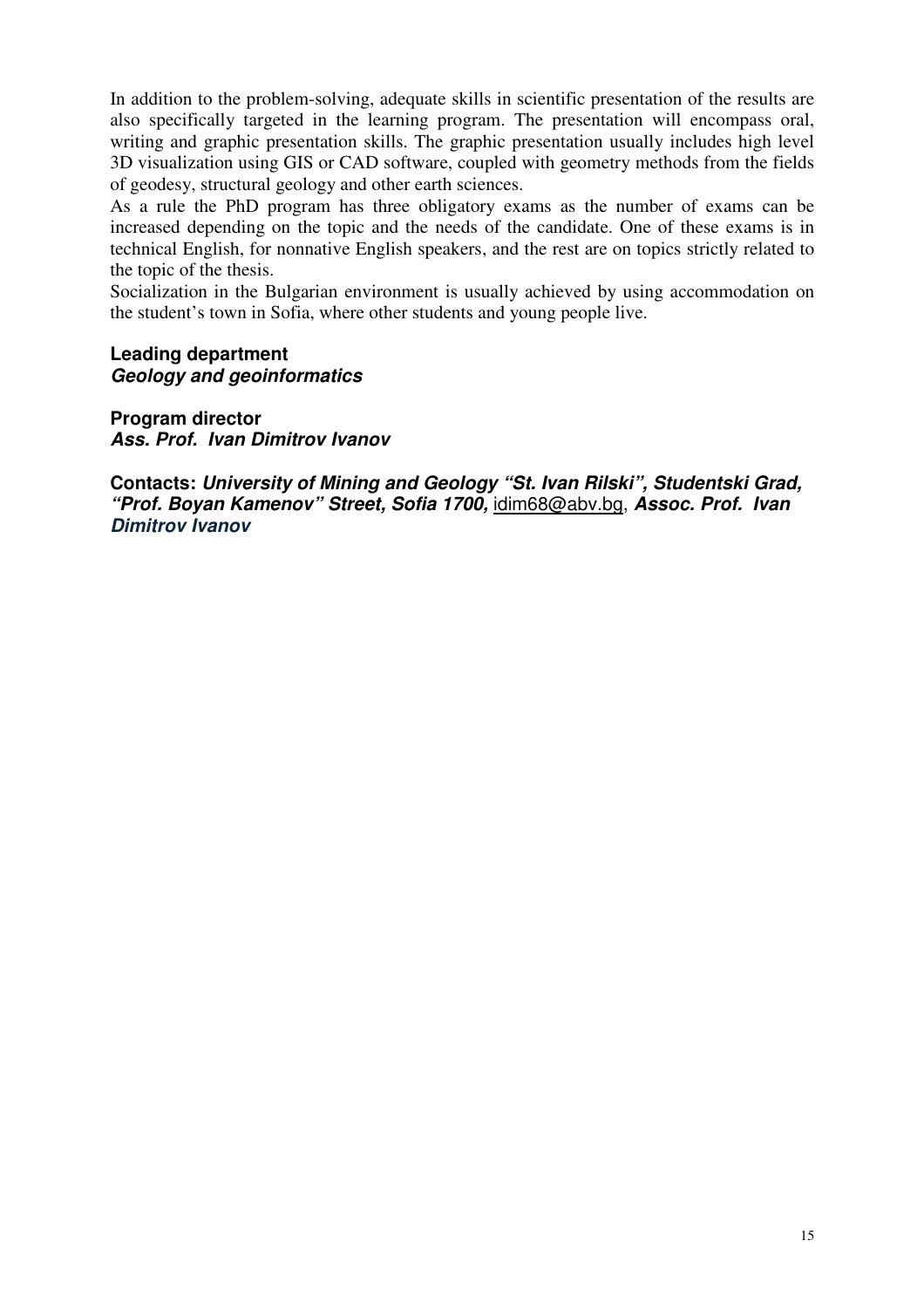In addition to the problem-solving, adequate skills in scientific presentation of the results are also specifically targeted in the learning program. The presentation will encompass oral, writing and graphic presentation skills. The graphic presentation usually includes high level 3D visualization using GIS or CAD software, coupled with geometry methods from the fields of geodesy, structural geology and other earth sciences.

As a rule the PhD program has three obligatory exams as the number of exams can be increased depending on the topic and the needs of the candidate. One of these exams is in technical English, for nonnative English speakers, and the rest are on topics strictly related to the topic of the thesis.

Socialization in the Bulgarian environment is usually achieved by using accommodation on the student's town in Sofia, where other students and young people live.

**Leading department**
***Geology and geoinformatics***

**Program director**
***Ass. Prof. Ivan Dimitrov Ivanov***

**Contacts:** ***University of Mining and Geology "St. Ivan Rilski", Studentski Grad, "Prof. Boyan Kamenov" Street, Sofia 1700,*** idim68@abv.bg, ***Assoc. Prof. Ivan Dimitrov Ivanov***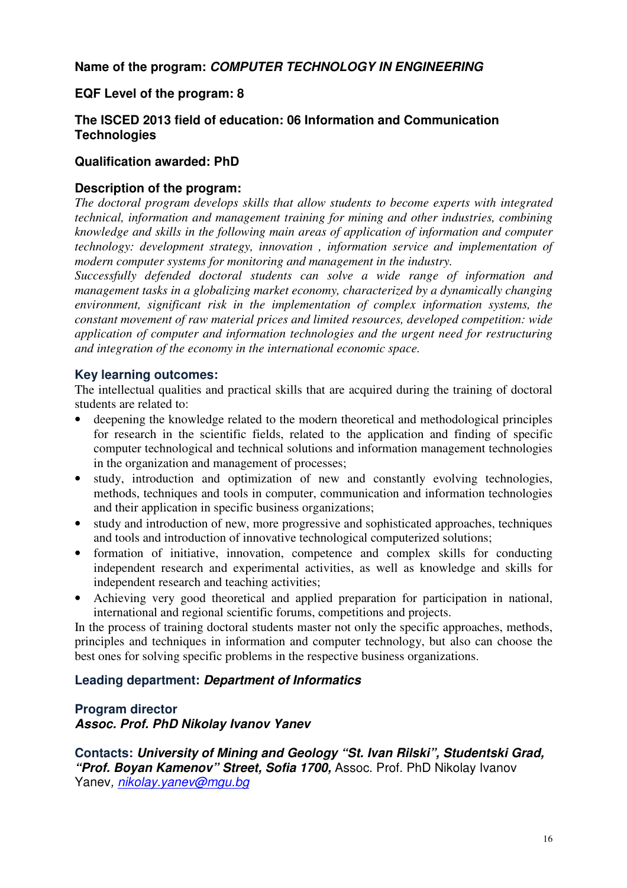**Name of the program: *COMPUTER TECHNOLOGY IN ENGINEERING***

**EQF Level of the program: 8**

**The ISCED 2013 field of education: 06 Information and Communication Technologies**

**Qualification awarded: PhD**

**Description of the program:**

*The doctoral program develops skills that allow students to become experts with integrated technical, information and management training for mining and other industries, combining knowledge and skills in the following main areas of application of information and computer technology: development strategy, innovation , information service and implementation of modern computer systems for monitoring and management in the industry.*

*Successfully defended doctoral students can solve a wide range of information and management tasks in a globalizing market economy, characterized by a dynamically changing environment, significant risk in the implementation of complex information systems, the constant movement of raw material prices and limited resources, developed competition: wide application of computer and information technologies and the urgent need for restructuring and integration of the economy in the international economic space.*

**Key learning outcomes:**

The intellectual qualities and practical skills that are acquired during the training of doctoral students are related to:

- deepening the knowledge related to the modern theoretical and methodological principles for research in the scientific fields, related to the application and finding of specific computer technological and technical solutions and information management technologies in the organization and management of processes;
- study, introduction and optimization of new and constantly evolving technologies, methods, techniques and tools in computer, communication and information technologies and their application in specific business organizations;
- study and introduction of new, more progressive and sophisticated approaches, techniques and tools and introduction of innovative technological computerized solutions;
- formation of initiative, innovation, competence and complex skills for conducting independent research and experimental activities, as well as knowledge and skills for independent research and teaching activities;
- Achieving very good theoretical and applied preparation for participation in national, international and regional scientific forums, competitions and projects.

In the process of training doctoral students master not only the specific approaches, methods, principles and techniques in information and computer technology, but also can choose the best ones for solving specific problems in the respective business organizations.

**Leading department: *Department of Informatics***

**Program director**
***Assoc. Prof. PhD Nikolay Ivanov Yanev***

**Contacts: *University of Mining and Geology "St. Ivan Rilski", Studentski Grad, "Prof. Boyan Kamenov" Street, Sofia 1700,*** Assoc. Prof. PhD Nikolay Ivanov Yanev, *nikolay.yanev@mgu.bg*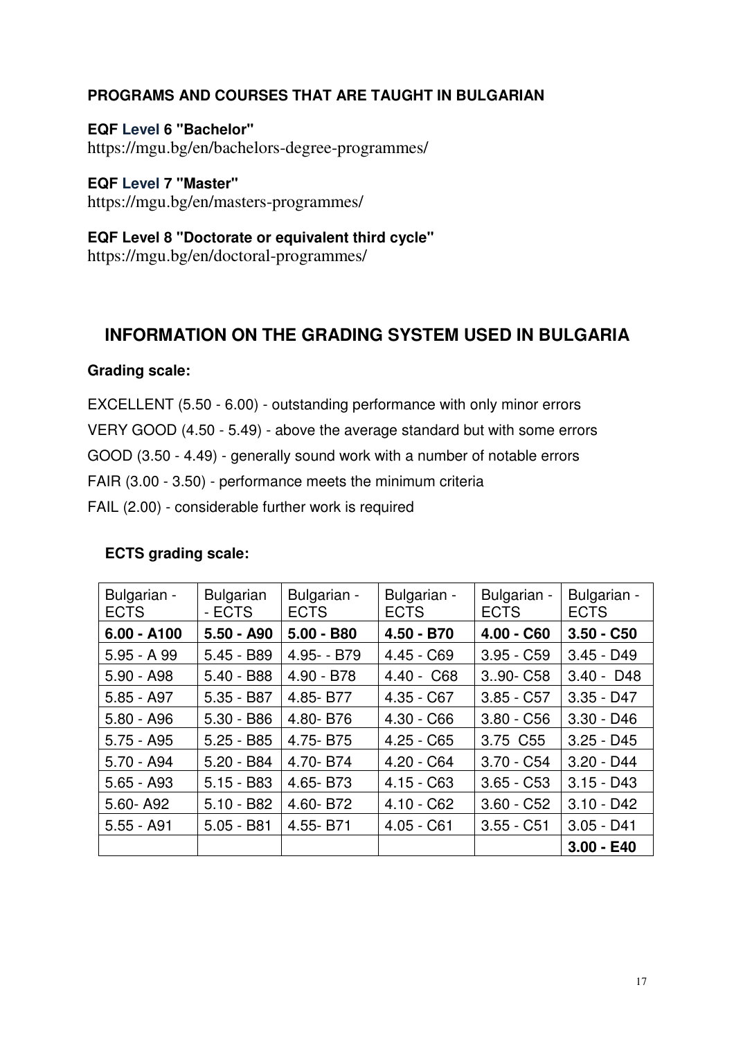**PROGRAMS AND COURSES THAT ARE TAUGHT IN BULGARIAN**

**EQF Level 6 "Bachelor"**
https://mgu.bg/en/bachelors-degree-programmes/

**EQF Level 7 "Master"**
https://mgu.bg/en/masters-programmes/

**EQF Level 8 "Doctorate or equivalent third cycle"**
https://mgu.bg/en/doctoral-programmes/

## INFORMATION ON THE GRADING SYSTEM USED IN BULGARIA

**Grading scale:**

EXCELLENT (5.50 - 6.00) - outstanding performance with only minor errors

VERY GOOD (4.50 - 5.49) - above the average standard but with some errors

GOOD (3.50 - 4.49) - generally sound work with a number of notable errors

FAIR (3.00 - 3.50) - performance meets the minimum criteria

FAIL (2.00) - considerable further work is required

**ECTS grading scale:**

| Bulgarian - ECTS | Bulgarian - ECTS | Bulgarian - ECTS | Bulgarian - ECTS | Bulgarian - ECTS | Bulgarian - ECTS |
|---|---|---|---|---|---|
| **6.00 - A100** | **5.50 - A90** | **5.00 - B80** | **4.50 - B70** | **4.00 - C60** | **3.50 - C50** |
| 5.95 - A 99 | 5.45 - B89 | 4.95- - B79 | 4.45 - C69 | 3.95 - C59 | 3.45 - D49 |
| 5.90 - A98 | 5.40 - B88 | 4.90 - B78 | 4.40 - C68 | 3..90- C58 | 3.40 - D48 |
| 5.85 - A97 | 5.35 - B87 | 4.85- B77 | 4.35 - C67 | 3.85 - C57 | 3.35 - D47 |
| 5.80 - A96 | 5.30 - B86 | 4.80- B76 | 4.30 - C66 | 3.80 - C56 | 3.30 - D46 |
| 5.75 - A95 | 5.25 - B85 | 4.75- B75 | 4.25 - C65 | 3.75 C55 | 3.25 - D45 |
| 5.70 - A94 | 5.20 - B84 | 4.70- B74 | 4.20 - C64 | 3.70 - C54 | 3.20 - D44 |
| 5.65 - A93 | 5.15 - B83 | 4.65- B73 | 4.15 - C63 | 3.65 - C53 | 3.15 - D43 |
| 5.60- A92 | 5.10 - B82 | 4.60- B72 | 4.10 - C62 | 3.60 - C52 | 3.10 - D42 |
| 5.55 - A91 | 5.05 - B81 | 4.55- B71 | 4.05 - C61 | 3.55 - C51 | 3.05 - D41 |
| | | | | | **3.00 - E40** |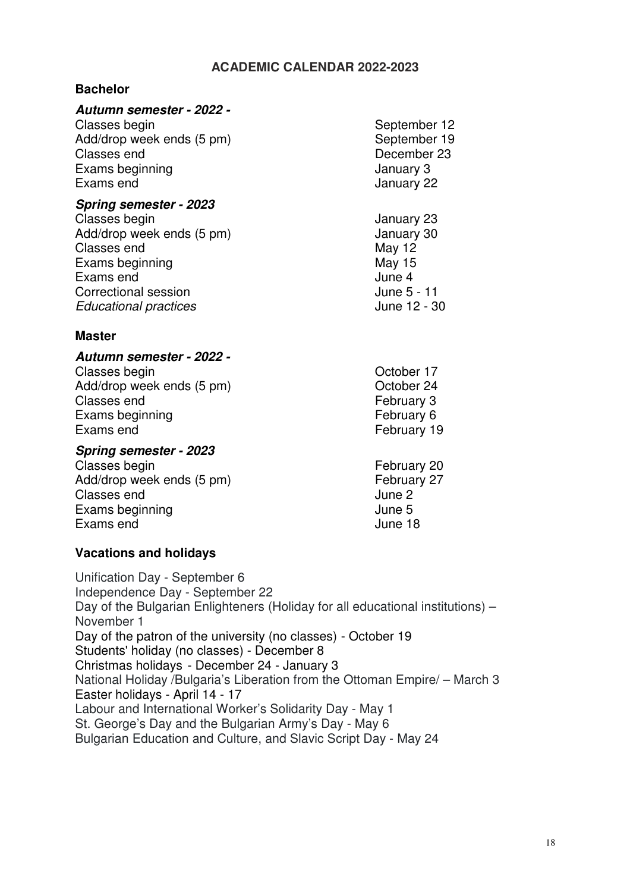## ACADEMIC CALENDAR 2022-2023

### Bachelor

***Autumn semester - 2022 -***

| | |
|---|---|
| Classes begin | September 12 |
| Add/drop week ends (5 pm) | September 19 |
| Classes end | December 23 |
| Exams beginning | January 3 |
| Exams end | January 22 |

***Spring semester - 2023***

| | |
|---|---|
| Classes begin | January 23 |
| Add/drop week ends (5 pm) | January 30 |
| Classes end | May 12 |
| Exams beginning | May 15 |
| Exams end | June 4 |
| Correctional session | June 5 - 11 |
| *Educational practices* | June 12 - 30 |

### Master

***Autumn semester - 2022 -***

| | |
|---|---|
| Classes begin | October 17 |
| Add/drop week ends (5 pm) | October 24 |
| Classes end | February 3 |
| Exams beginning | February 6 |
| Exams end | February 19 |

***Spring semester - 2023***

| | |
|---|---|
| Classes begin | February 20 |
| Add/drop week ends (5 pm) | February 27 |
| Classes end | June 2 |
| Exams beginning | June 5 |
| Exams end | June 18 |

### Vacations and holidays

Unification Day - September 6
Independence Day - September 22
Day of the Bulgarian Enlighteners (Holiday for all educational institutions) – November 1
Day of the patron of the university (no classes) - October 19
Students' holiday (no classes) - December 8
Christmas holidays - December 24 - January 3
National Holiday /Bulgaria's Liberation from the Ottoman Empire/ – March 3
Easter holidays - April 14 - 17
Labour and International Worker's Solidarity Day - May 1
St. George's Day and the Bulgarian Army's Day - May 6
Bulgarian Education and Culture, and Slavic Script Day - May 24